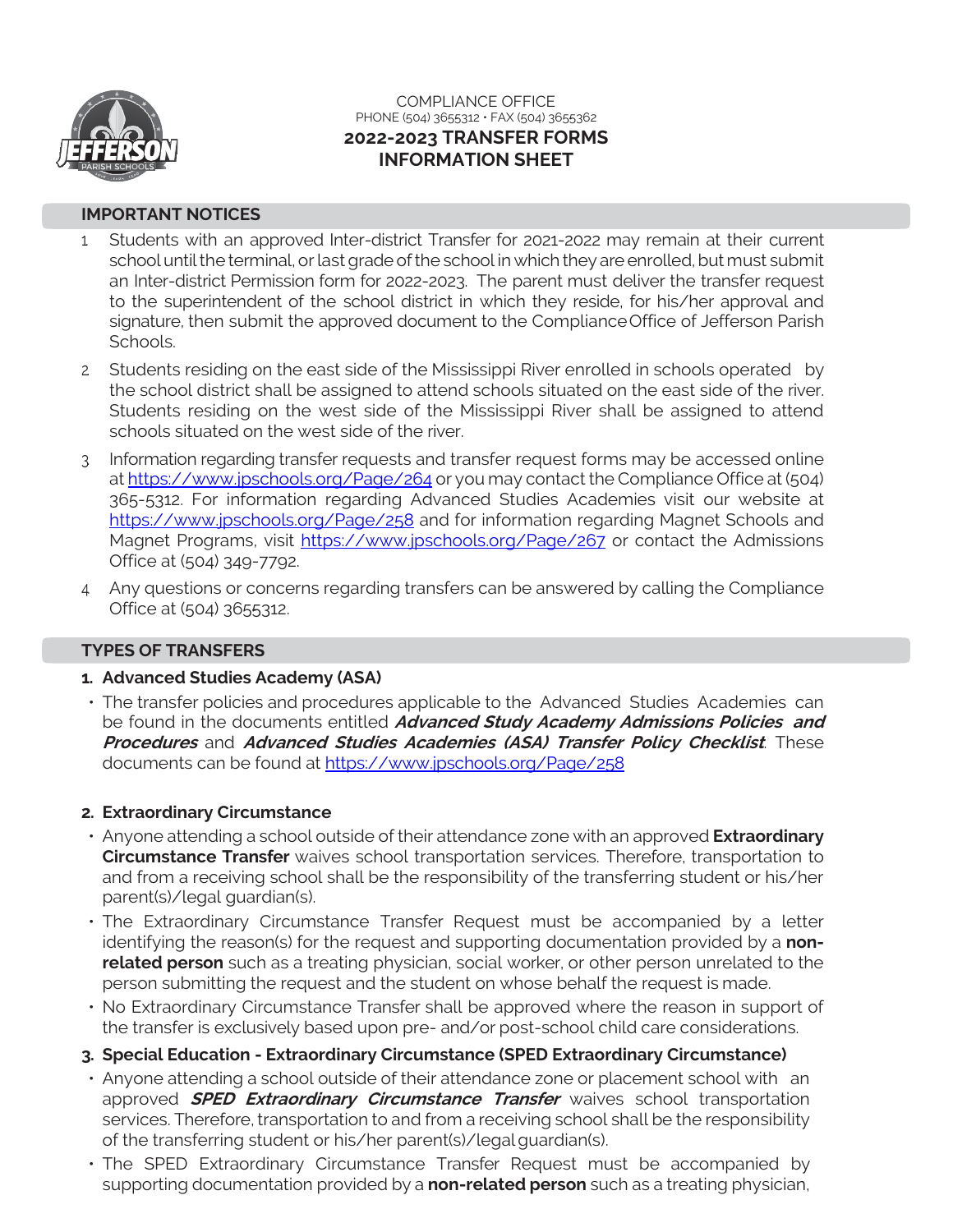COMPLIANCE OFFICE
PHONE (504) 3655312 • FAX (504) 3655362

# 2022-2023 TRANSFER FORMS INFORMATION SHEET

## IMPORTANT NOTICES

1. Students with an approved Inter-district Transfer for 2021-2022 may remain at their current school until the terminal, or last grade of the school in which they are enrolled, but must submit an Inter-district Permission form for 2022-2023. The parent must deliver the transfer request to the superintendent of the school district in which they reside, for his/her approval and signature, then submit the approved document to the Compliance Office of Jefferson Parish Schools.
2. Students residing on the east side of the Mississippi River enrolled in schools operated by the school district shall be assigned to attend schools situated on the east side of the river. Students residing on the west side of the Mississippi River shall be assigned to attend schools situated on the west side of the river.
3. Information regarding transfer requests and transfer request forms may be accessed online at https://www.jpschools.org/Page/264 or you may contact the Compliance Office at (504) 365-5312. For information regarding Advanced Studies Academies visit our website at https://www.jpschools.org/Page/258 and for information regarding Magnet Schools and Magnet Programs, visit https://www.jpschools.org/Page/267 or contact the Admissions Office at (504) 349-7792.
4. Any questions or concerns regarding transfers can be answered by calling the Compliance Office at (504) 3655312.

## TYPES OF TRANSFERS

### 1. Advanced Studies Academy (ASA)

- The transfer policies and procedures applicable to the Advanced Studies Academies can be found in the documents entitled ***Advanced Study Academy Admissions Policies and Procedures*** and ***Advanced Studies Academies (ASA) Transfer Policy Checklist***. These documents can be found at https://www.jpschools.org/Page/258

### 2. Extraordinary Circumstance

- Anyone attending a school outside of their attendance zone with an approved **Extraordinary Circumstance Transfer** waives school transportation services. Therefore, transportation to and from a receiving school shall be the responsibility of the transferring student or his/her parent(s)/legal guardian(s).
- The Extraordinary Circumstance Transfer Request must be accompanied by a letter identifying the reason(s) for the request and supporting documentation provided by a **non-related person** such as a treating physician, social worker, or other person unrelated to the person submitting the request and the student on whose behalf the request is made.
- No Extraordinary Circumstance Transfer shall be approved where the reason in support of the transfer is exclusively based upon pre- and/or post-school child care considerations.

### 3. Special Education - Extraordinary Circumstance (SPED Extraordinary Circumstance)

- Anyone attending a school outside of their attendance zone or placement school with an approved ***SPED Extraordinary Circumstance Transfer*** waives school transportation services. Therefore, transportation to and from a receiving school shall be the responsibility of the transferring student or his/her parent(s)/legal guardian(s).
- The SPED Extraordinary Circumstance Transfer Request must be accompanied by supporting documentation provided by a **non-related person** such as a treating physician,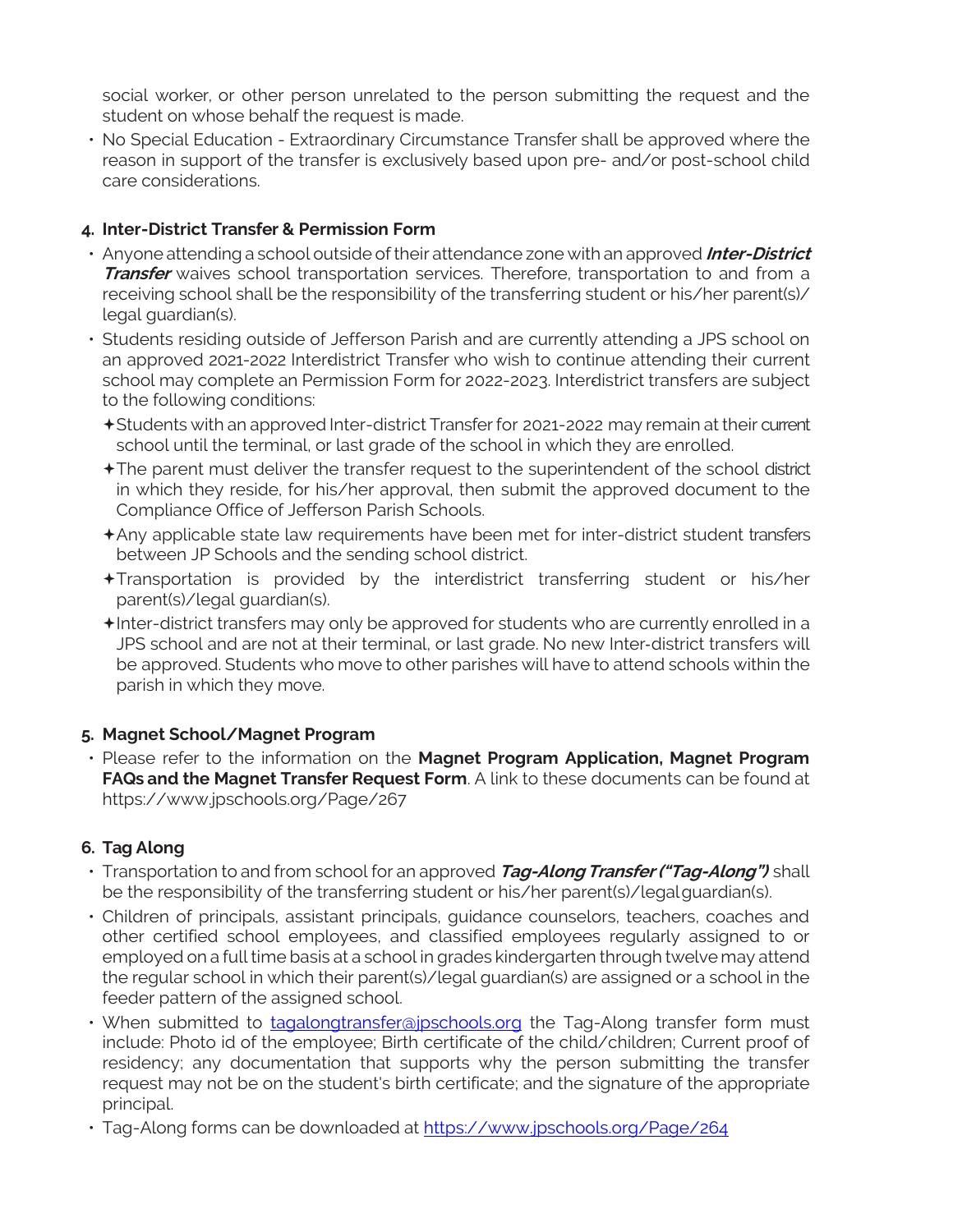social worker, or other person unrelated to the person submitting the request and the student on whose behalf the request is made.

- No Special Education - Extraordinary Circumstance Transfer shall be approved where the reason in support of the transfer is exclusively based upon pre- and/or post-school child care considerations.

**4. Inter-District Transfer & Permission Form**

- Anyone attending a school outside of their attendance zone with an approved ***Inter-District Transfer*** waives school transportation services. Therefore, transportation to and from a receiving school shall be the responsibility of the transferring student or his/her parent(s)/ legal guardian(s).
- Students residing outside of Jefferson Parish and are currently attending a JPS school on an approved 2021-2022 Interdistrict Transfer who wish to continue attending their current school may complete an Permission Form for 2022-2023. Interdistrict transfers are subject to the following conditions:
  - ✦Students with an approved Inter-district Transfer for 2021-2022 may remain at their current school until the terminal, or last grade of the school in which they are enrolled.
  - ✦The parent must deliver the transfer request to the superintendent of the school district in which they reside, for his/her approval, then submit the approved document to the Compliance Office of Jefferson Parish Schools.
  - ✦Any applicable state law requirements have been met for inter-district student transfers between JP Schools and the sending school district.
  - ✦Transportation is provided by the interdistrict transferring student or his/her parent(s)/legal guardian(s).
  - ✦Inter-district transfers may only be approved for students who are currently enrolled in a JPS school and are not at their terminal, or last grade. No new Inter-district transfers will be approved. Students who move to other parishes will have to attend schools within the parish in which they move.

**5. Magnet School/Magnet Program**

- Please refer to the information on the **Magnet Program Application, Magnet Program FAQs and the Magnet Transfer Request Form**. A link to these documents can be found at https://www.jpschools.org/Page/267

**6. Tag Along**

- Transportation to and from school for an approved ***Tag-Along Transfer ("Tag-Along")*** shall be the responsibility of the transferring student or his/her parent(s)/legal guardian(s).
- Children of principals, assistant principals, guidance counselors, teachers, coaches and other certified school employees, and classified employees regularly assigned to or employed on a full time basis at a school in grades kindergarten through twelve may attend the regular school in which their parent(s)/legal guardian(s) are assigned or a school in the feeder pattern of the assigned school.
- When submitted to [tagalongtransfer@jpschools.org](mailto:tagalongtransfer@jpschools.org) the Tag-Along transfer form must include: Photo id of the employee; Birth certificate of the child/children; Current proof of residency; any documentation that supports why the person submitting the transfer request may not be on the student's birth certificate; and the signature of the appropriate principal.
- Tag-Along forms can be downloaded at [https://www.jpschools.org/Page/264](https://www.jpschools.org/Page/264)